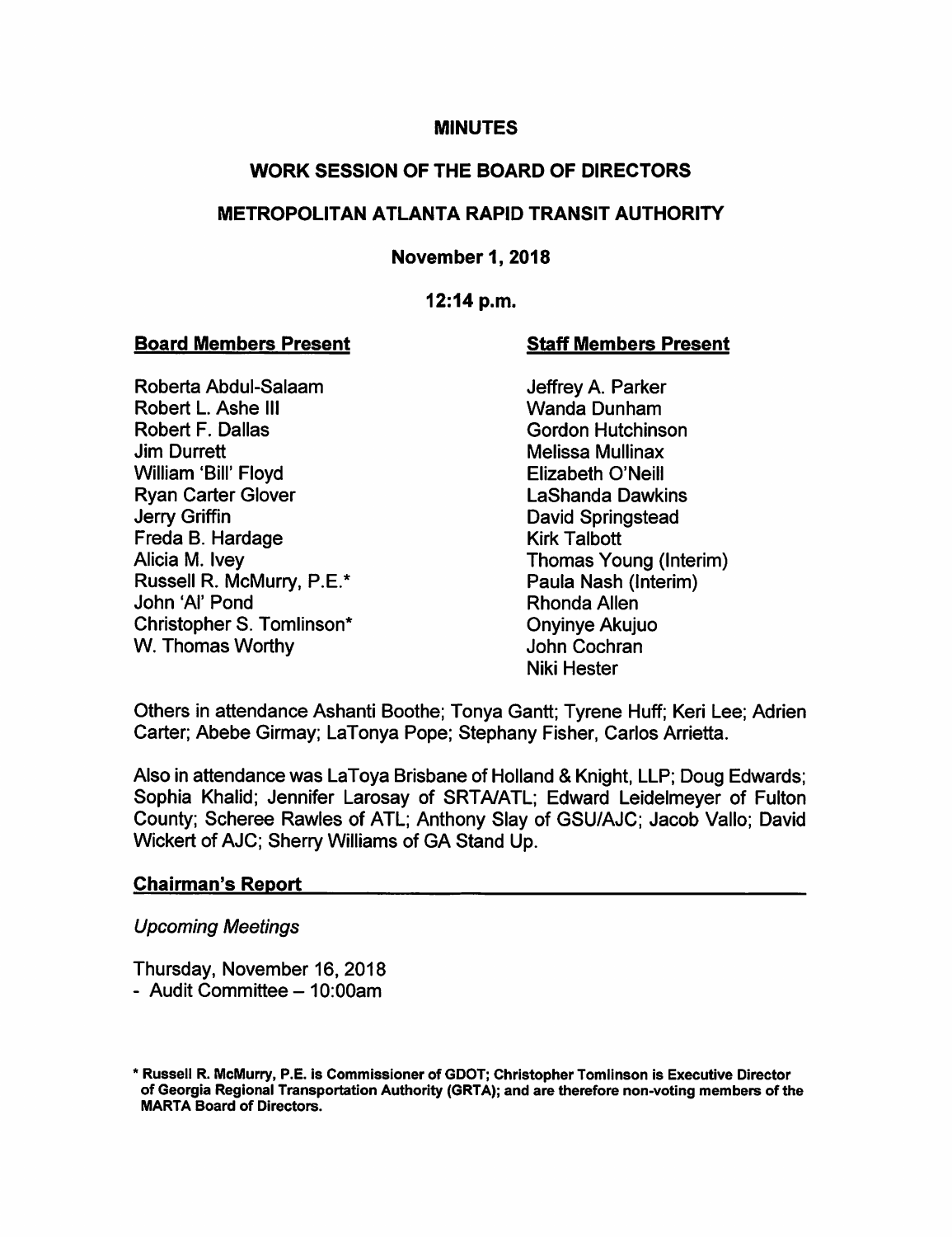# MINUTES

## WORK SESSION OF THE BOARD OF DIRECTORS

## METROPOLITAN ATLANTA RAPID TRANSIT AUTHORITY

**November 1, 2018**

**12:14 p.m.**

| **Board Members Present** | **Staff Members Present** |
|---|---|
| Roberta Abdul-Salaam | Jeffrey A. Parker |
| Robert L. Ashe III | Wanda Dunham |
| Robert F. Dallas | Gordon Hutchinson |
| Jim Durrett | Melissa Mullinax |
| William 'Bill' Floyd | Elizabeth O'Neill |
| Ryan Carter Glover | LaShanda Dawkins |
| Jerry Griffin | David Springstead |
| Freda B. Hardage | Kirk Talbott |
| Alicia M. Ivey | Thomas Young (Interim) |
| Russell R. McMurry, P.E.* | Paula Nash (Interim) |
| John 'Al' Pond | Rhonda Allen |
| Christopher S. Tomlinson* | Onyinye Akujuo |
| W. Thomas Worthy | John Cochran |
| | Niki Hester |

Others in attendance Ashanti Boothe; Tonya Gantt; Tyrene Huff; Keri Lee; Adrien Carter; Abebe Girmay; LaTonya Pope; Stephany Fisher, Carlos Arrietta.

Also in attendance was LaToya Brisbane of Holland & Knight, LLP; Doug Edwards; Sophia Khalid; Jennifer Larosay of SRTA/ATL; Edward Leidelmeyer of Fulton County; Scheree Rawles of ATL; Anthony Slay of GSU/AJC; Jacob Vallo; David Wickert of AJC; Sherry Williams of GA Stand Up.

### Chairman's Report

*Upcoming Meetings*

Thursday, November 16, 2018
- Audit Committee – 10:00am

**\* Russell R. McMurry, P.E. is Commissioner of GDOT; Christopher Tomlinson is Executive Director of Georgia Regional Transportation Authority (GRTA); and are therefore non-voting members of the MARTA Board of Directors.**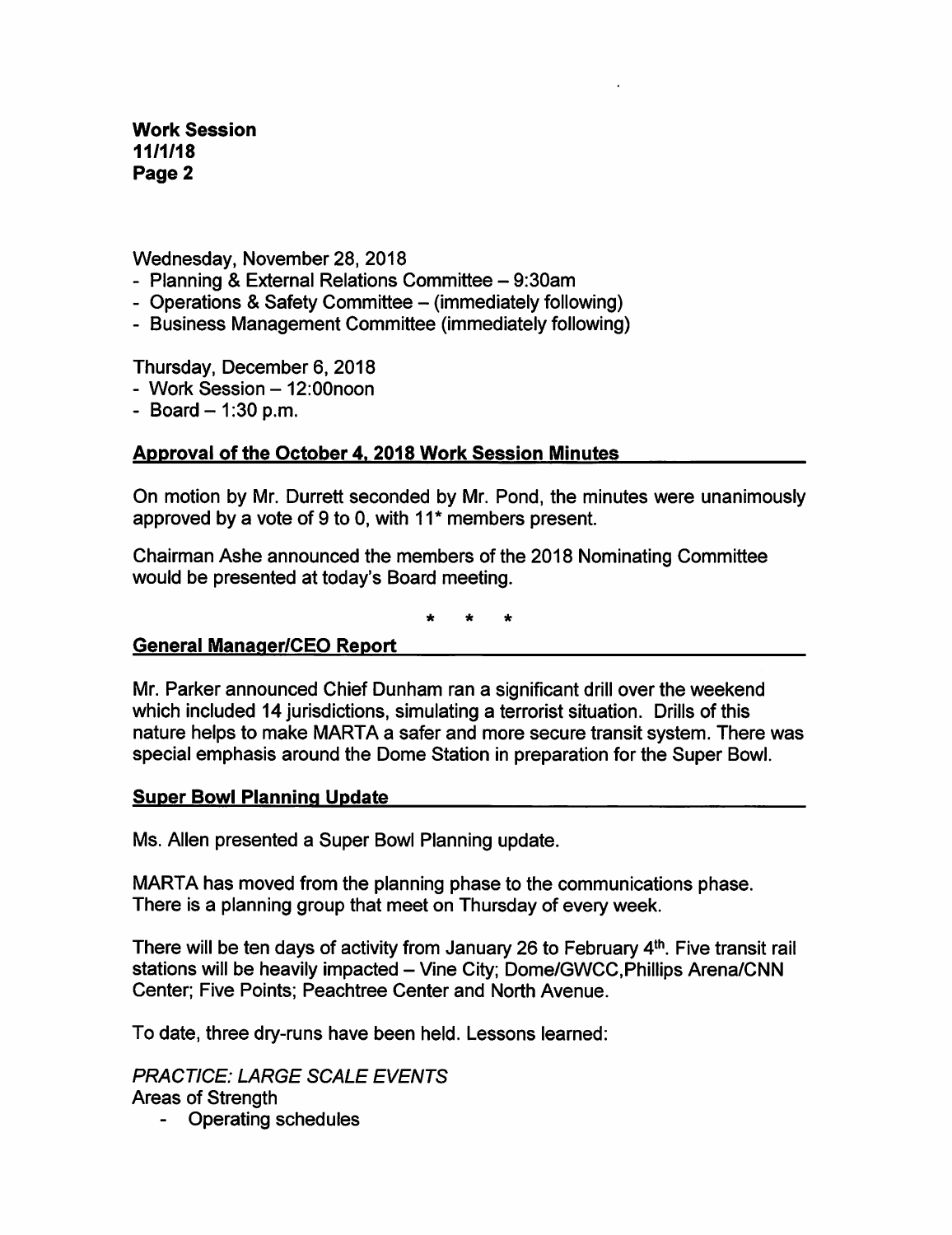Wednesday, November 28, 2018

- Planning & External Relations Committee – 9:30am
- Operations & Safety Committee – (immediately following)
- Business Management Committee (immediately following)

Thursday, December 6, 2018

- Work Session – 12:00noon
- Board – 1:30 p.m.

## Approval of the October 4, 2018 Work Session Minutes

On motion by Mr. Durrett seconded by Mr. Pond, the minutes were unanimously approved by a vote of 9 to 0, with 11* members present.

Chairman Ashe announced the members of the 2018 Nominating Committee would be presented at today's Board meeting.

\* \* \*

## General Manager/CEO Report

Mr. Parker announced Chief Dunham ran a significant drill over the weekend which included 14 jurisdictions, simulating a terrorist situation. Drills of this nature helps to make MARTA a safer and more secure transit system. There was special emphasis around the Dome Station in preparation for the Super Bowl.

## Super Bowl Planning Update

Ms. Allen presented a Super Bowl Planning update.

MARTA has moved from the planning phase to the communications phase. There is a planning group that meet on Thursday of every week.

There will be ten days of activity from January 26 to February 4th. Five transit rail stations will be heavily impacted – Vine City; Dome/GWCC,Phillips Arena/CNN Center; Five Points; Peachtree Center and North Avenue.

To date, three dry-runs have been held. Lessons learned:

*PRACTICE: LARGE SCALE EVENTS*

Areas of Strength

- Operating schedules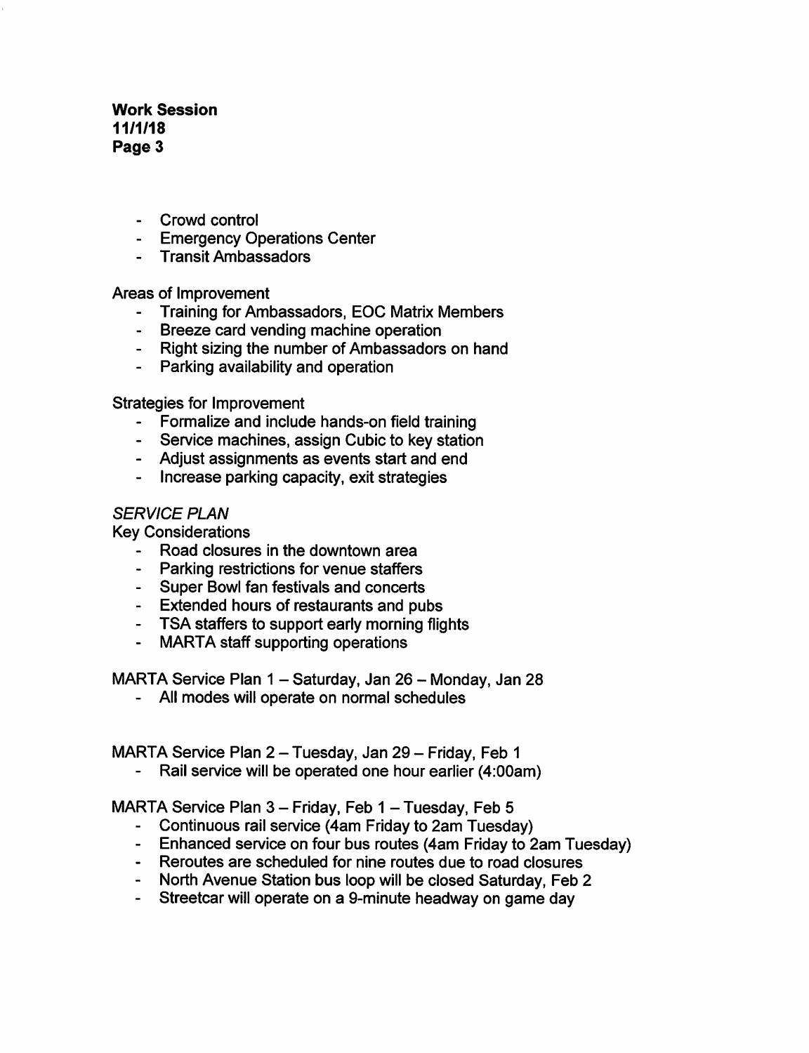- Crowd control
- Emergency Operations Center
- Transit Ambassadors

Areas of Improvement

- Training for Ambassadors, EOC Matrix Members
- Breeze card vending machine operation
- Right sizing the number of Ambassadors on hand
- Parking availability and operation

Strategies for Improvement

- Formalize and include hands-on field training
- Service machines, assign Cubic to key station
- Adjust assignments as events start and end
- Increase parking capacity, exit strategies

*SERVICE PLAN*

Key Considerations

- Road closures in the downtown area
- Parking restrictions for venue staffers
- Super Bowl fan festivals and concerts
- Extended hours of restaurants and pubs
- TSA staffers to support early morning flights
- MARTA staff supporting operations

MARTA Service Plan 1 – Saturday, Jan 26 – Monday, Jan 28

- All modes will operate on normal schedules

MARTA Service Plan 2 – Tuesday, Jan 29 – Friday, Feb 1

- Rail service will be operated one hour earlier (4:00am)

MARTA Service Plan 3 – Friday, Feb 1 – Tuesday, Feb 5

- Continuous rail service (4am Friday to 2am Tuesday)
- Enhanced service on four bus routes (4am Friday to 2am Tuesday)
- Reroutes are scheduled for nine routes due to road closures
- North Avenue Station bus loop will be closed Saturday, Feb 2
- Streetcar will operate on a 9-minute headway on game day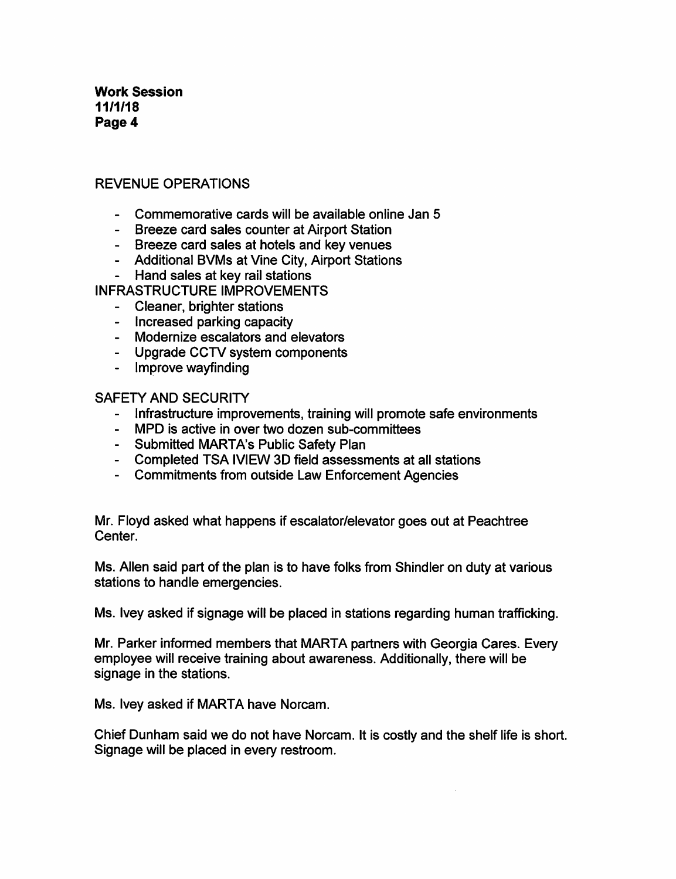REVENUE OPERATIONS

- Commemorative cards will be available online Jan 5
- Breeze card sales counter at Airport Station
- Breeze card sales at hotels and key venues
- Additional BVMs at Vine City, Airport Stations
- Hand sales at key rail stations

INFRASTRUCTURE IMPROVEMENTS

- Cleaner, brighter stations
- Increased parking capacity
- Modernize escalators and elevators
- Upgrade CCTV system components
- Improve wayfinding

SAFETY AND SECURITY

- Infrastructure improvements, training will promote safe environments
- MPD is active in over two dozen sub-committees
- Submitted MARTA's Public Safety Plan
- Completed TSA IVIEW 3D field assessments at all stations
- Commitments from outside Law Enforcement Agencies

Mr. Floyd asked what happens if escalator/elevator goes out at Peachtree Center.

Ms. Allen said part of the plan is to have folks from Shindler on duty at various stations to handle emergencies.

Ms. Ivey asked if signage will be placed in stations regarding human trafficking.

Mr. Parker informed members that MARTA partners with Georgia Cares. Every employee will receive training about awareness. Additionally, there will be signage in the stations.

Ms. Ivey asked if MARTA have Norcam.

Chief Dunham said we do not have Norcam. It is costly and the shelf life is short. Signage will be placed in every restroom.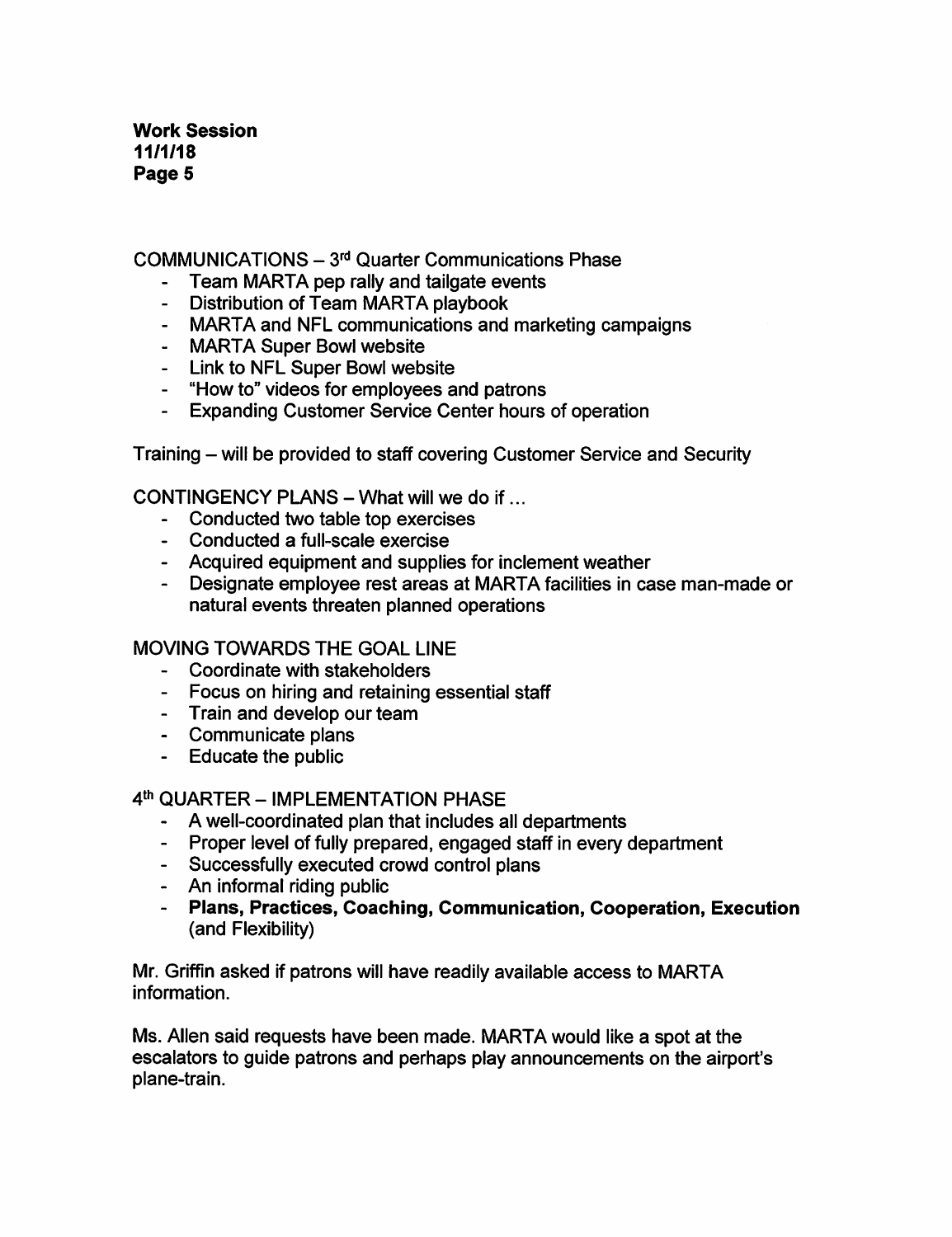COMMUNICATIONS – 3rd Quarter Communications Phase

- Team MARTA pep rally and tailgate events
- Distribution of Team MARTA playbook
- MARTA and NFL communications and marketing campaigns
- MARTA Super Bowl website
- Link to NFL Super Bowl website
- "How to" videos for employees and patrons
- Expanding Customer Service Center hours of operation

Training – will be provided to staff covering Customer Service and Security

CONTINGENCY PLANS – What will we do if …

- Conducted two table top exercises
- Conducted a full-scale exercise
- Acquired equipment and supplies for inclement weather
- Designate employee rest areas at MARTA facilities in case man-made or natural events threaten planned operations

MOVING TOWARDS THE GOAL LINE

- Coordinate with stakeholders
- Focus on hiring and retaining essential staff
- Train and develop our team
- Communicate plans
- Educate the public

4th QUARTER – IMPLEMENTATION PHASE

- A well-coordinated plan that includes all departments
- Proper level of fully prepared, engaged staff in every department
- Successfully executed crowd control plans
- An informal riding public
- **Plans, Practices, Coaching, Communication, Cooperation, Execution** (and Flexibility)

Mr. Griffin asked if patrons will have readily available access to MARTA information.

Ms. Allen said requests have been made. MARTA would like a spot at the escalators to guide patrons and perhaps play announcements on the airport's plane-train.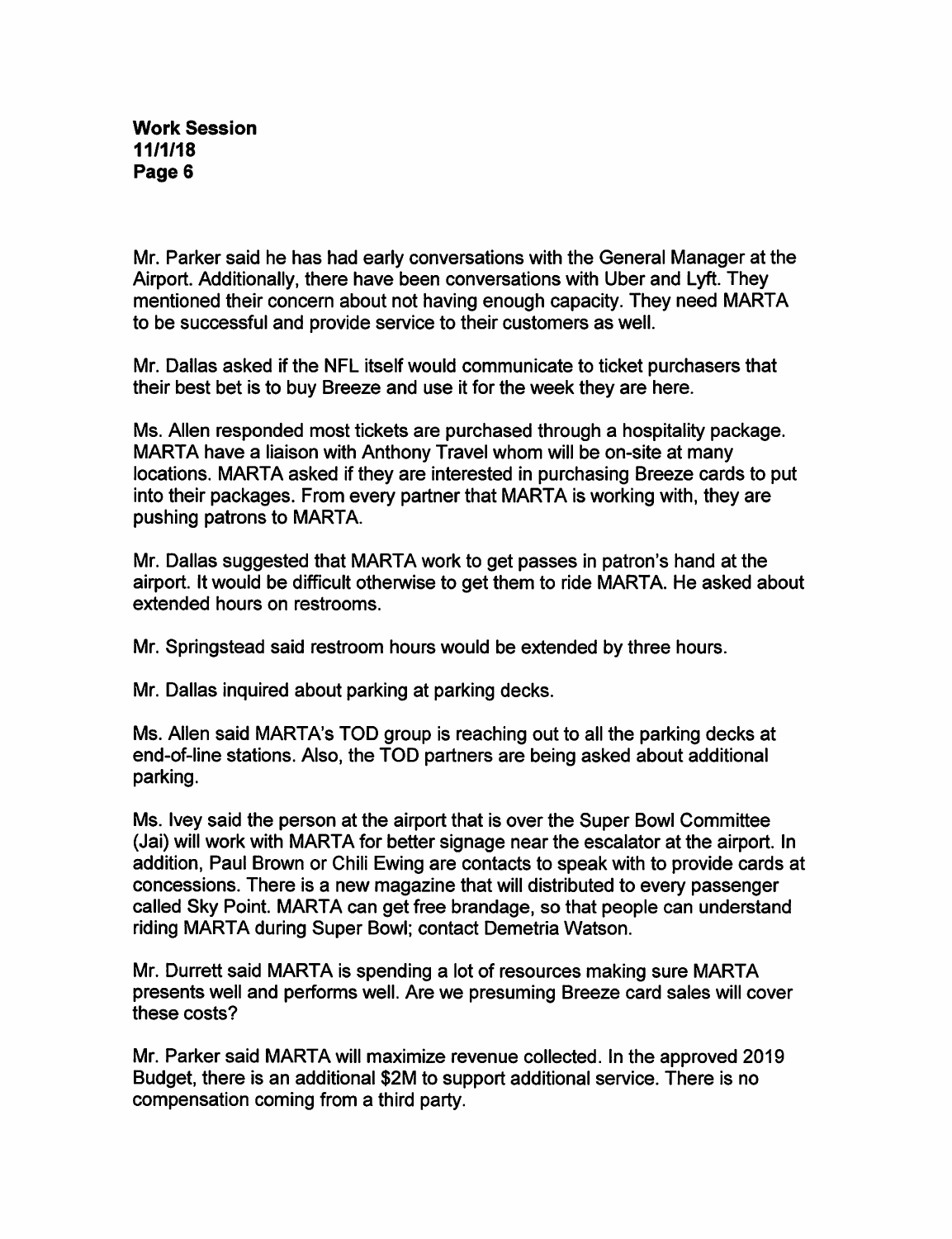Mr. Parker said he has had early conversations with the General Manager at the Airport. Additionally, there have been conversations with Uber and Lyft. They mentioned their concern about not having enough capacity. They need MARTA to be successful and provide service to their customers as well.

Mr. Dallas asked if the NFL itself would communicate to ticket purchasers that their best bet is to buy Breeze and use it for the week they are here.

Ms. Allen responded most tickets are purchased through a hospitality package. MARTA have a liaison with Anthony Travel whom will be on-site at many locations. MARTA asked if they are interested in purchasing Breeze cards to put into their packages. From every partner that MARTA is working with, they are pushing patrons to MARTA.

Mr. Dallas suggested that MARTA work to get passes in patron's hand at the airport. It would be difficult otherwise to get them to ride MARTA. He asked about extended hours on restrooms.

Mr. Springstead said restroom hours would be extended by three hours.

Mr. Dallas inquired about parking at parking decks.

Ms. Allen said MARTA's TOD group is reaching out to all the parking decks at end-of-line stations. Also, the TOD partners are being asked about additional parking.

Ms. Ivey said the person at the airport that is over the Super Bowl Committee (Jai) will work with MARTA for better signage near the escalator at the airport. In addition, Paul Brown or Chili Ewing are contacts to speak with to provide cards at concessions. There is a new magazine that will distributed to every passenger called Sky Point. MARTA can get free brandage, so that people can understand riding MARTA during Super Bowl; contact Demetria Watson.

Mr. Durrett said MARTA is spending a lot of resources making sure MARTA presents well and performs well. Are we presuming Breeze card sales will cover these costs?

Mr. Parker said MARTA will maximize revenue collected. In the approved 2019 Budget, there is an additional $2M to support additional service. There is no compensation coming from a third party.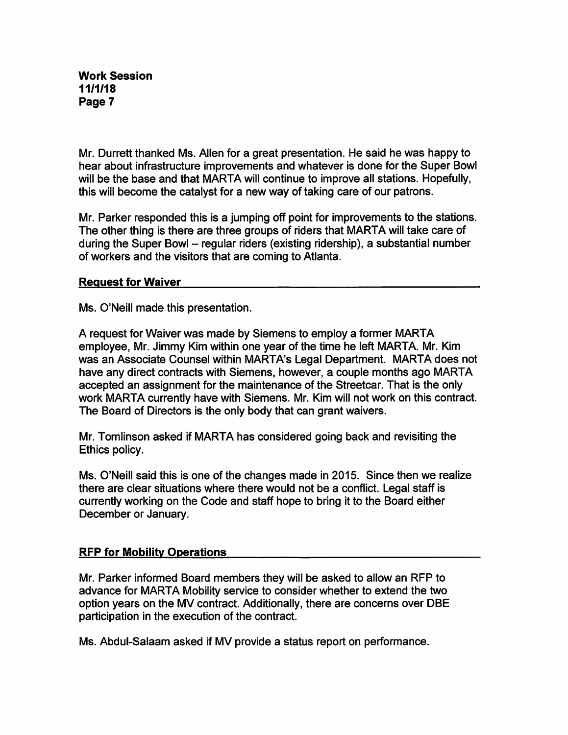Mr. Durrett thanked Ms. Allen for a great presentation. He said he was happy to hear about infrastructure improvements and whatever is done for the Super Bowl will be the base and that MARTA will continue to improve all stations. Hopefully, this will become the catalyst for a new way of taking care of our patrons.

Mr. Parker responded this is a jumping off point for improvements to the stations. The other thing is there are three groups of riders that MARTA will take care of during the Super Bowl – regular riders (existing ridership), a substantial number of workers and the visitors that are coming to Atlanta.

## Request for Waiver

Ms. O'Neill made this presentation.

A request for Waiver was made by Siemens to employ a former MARTA employee, Mr. Jimmy Kim within one year of the time he left MARTA. Mr. Kim was an Associate Counsel within MARTA's Legal Department. MARTA does not have any direct contracts with Siemens, however, a couple months ago MARTA accepted an assignment for the maintenance of the Streetcar. That is the only work MARTA currently have with Siemens. Mr. Kim will not work on this contract. The Board of Directors is the only body that can grant waivers.

Mr. Tomlinson asked if MARTA has considered going back and revisiting the Ethics policy.

Ms. O'Neill said this is one of the changes made in 2015. Since then we realize there are clear situations where there would not be a conflict. Legal staff is currently working on the Code and staff hope to bring it to the Board either December or January.

## RFP for Mobility Operations

Mr. Parker informed Board members they will be asked to allow an RFP to advance for MARTA Mobility service to consider whether to extend the two option years on the MV contract. Additionally, there are concerns over DBE participation in the execution of the contract.

Ms. Abdul-Salaam asked if MV provide a status report on performance.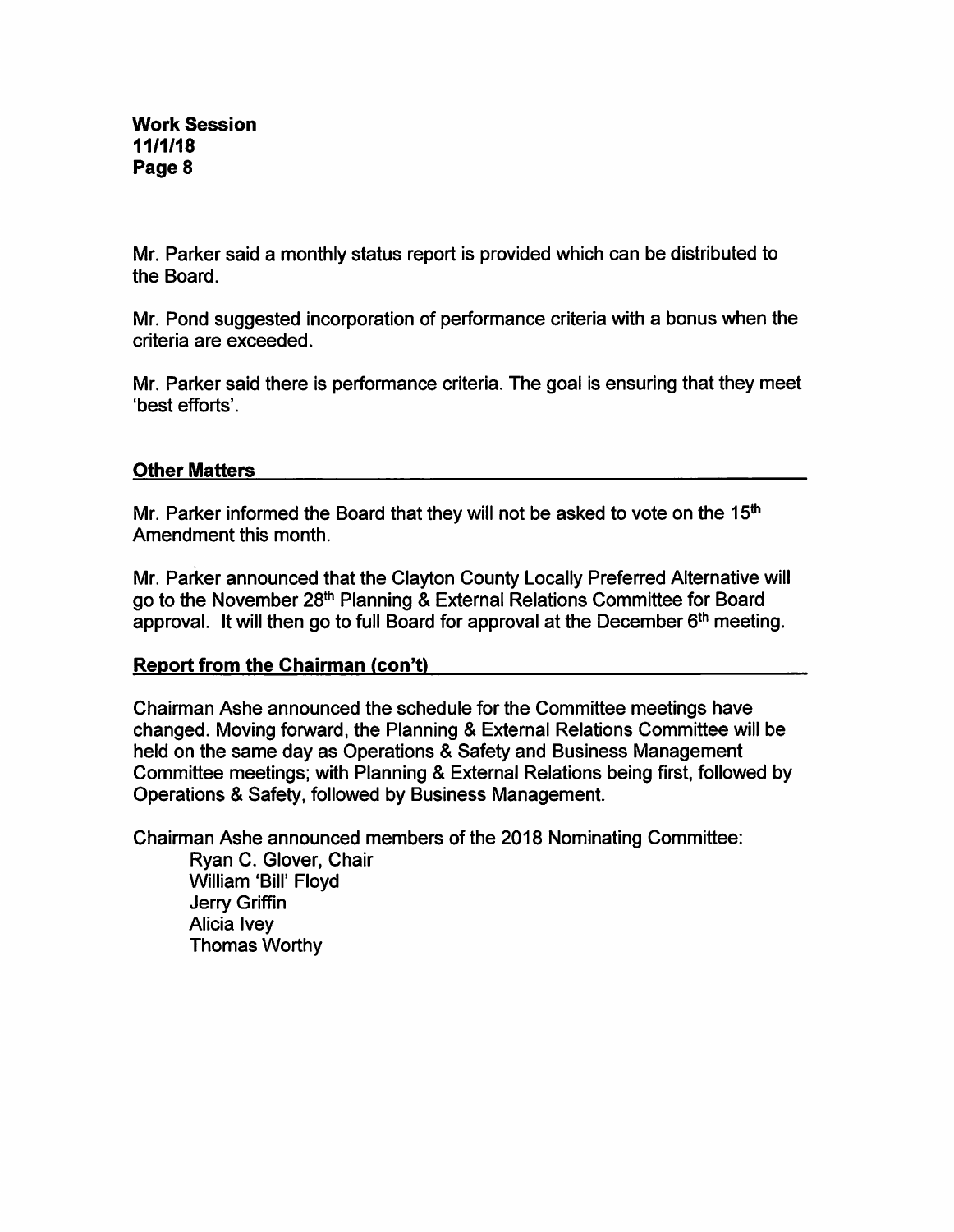Mr. Parker said a monthly status report is provided which can be distributed to the Board.

Mr. Pond suggested incorporation of performance criteria with a bonus when the criteria are exceeded.

Mr. Parker said there is performance criteria. The goal is ensuring that they meet 'best efforts'.

## Other Matters

Mr. Parker informed the Board that they will not be asked to vote on the 15th Amendment this month.

Mr. Parker announced that the Clayton County Locally Preferred Alternative will go to the November 28th Planning & External Relations Committee for Board approval. It will then go to full Board for approval at the December 6th meeting.

## Report from the Chairman (con't)

Chairman Ashe announced the schedule for the Committee meetings have changed. Moving forward, the Planning & External Relations Committee will be held on the same day as Operations & Safety and Business Management Committee meetings; with Planning & External Relations being first, followed by Operations & Safety, followed by Business Management.

Chairman Ashe announced members of the 2018 Nominating Committee:

- Ryan C. Glover, Chair
- William 'Bill' Floyd
- Jerry Griffin
- Alicia Ivey
- Thomas Worthy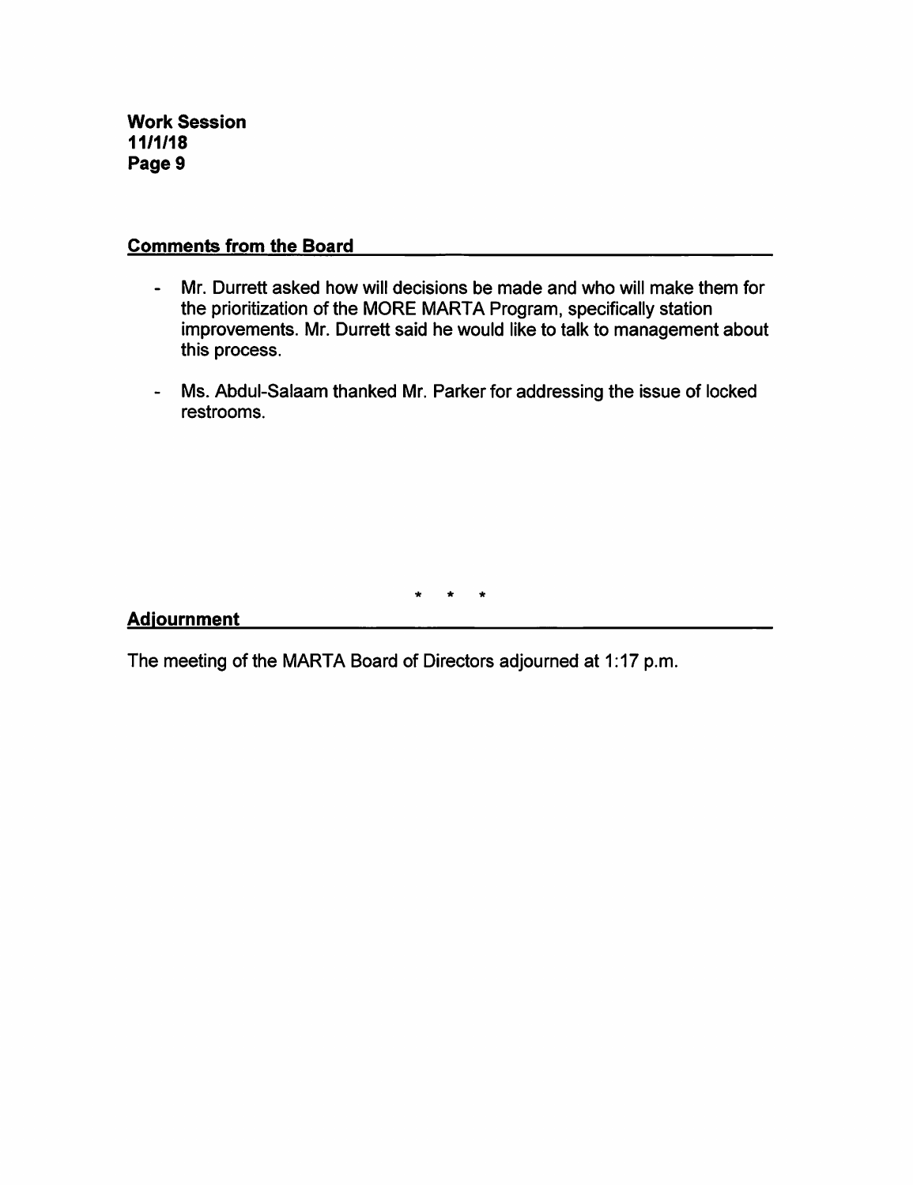## Comments from the Board

- Mr. Durrett asked how will decisions be made and who will make them for the prioritization of the MORE MARTA Program, specifically station improvements. Mr. Durrett said he would like to talk to management about this process.
- Ms. Abdul-Salaam thanked Mr. Parker for addressing the issue of locked restrooms.

\* \* \*

## Adjournment

The meeting of the MARTA Board of Directors adjourned at 1:17 p.m.